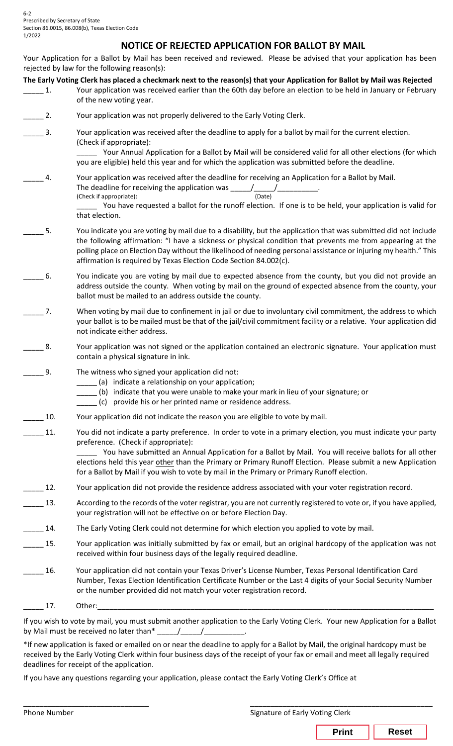6-2
Prescribed by Secretary of State
Section 86.0015, 86.008(b), Texas Election Code
1/2022

# NOTICE OF REJECTED APPLICATION FOR BALLOT BY MAIL

Your Application for a Ballot by Mail has been received and reviewed. Please be advised that your application has been rejected by law for the following reason(s):

**The Early Voting Clerk has placed a checkmark next to the reason(s) that your Application for Ballot by Mail was Rejected**

_____ 1. Your application was received earlier than the 60th day before an election to be held in January or February of the new voting year.

_____ 2. Your application was not properly delivered to the Early Voting Clerk.

_____ 3. Your application was received after the deadline to apply for a ballot by mail for the current election. (Check if appropriate):

_____ Your Annual Application for a Ballot by Mail will be considered valid for all other elections (for which you are eligible) held this year and for which the application was submitted before the deadline.

_____ 4. Your application was received after the deadline for receiving an Application for a Ballot by Mail. The deadline for receiving the application was _____/_____/__________.
(Check if appropriate): (Date)

_____ You have requested a ballot for the runoff election. If one is to be held, your application is valid for that election.

_____ 5. You indicate you are voting by mail due to a disability, but the application that was submitted did not include the following affirmation: "I have a sickness or physical condition that prevents me from appearing at the polling place on Election Day without the likelihood of needing personal assistance or injuring my health." This affirmation is required by Texas Election Code Section 84.002(c).

_____ 6. You indicate you are voting by mail due to expected absence from the county, but you did not provide an address outside the county. When voting by mail on the ground of expected absence from the county, your ballot must be mailed to an address outside the county.

_____ 7. When voting by mail due to confinement in jail or due to involuntary civil commitment, the address to which your ballot is to be mailed must be that of the jail/civil commitment facility or a relative. Your application did not indicate either address.

_____ 8. Your application was not signed or the application contained an electronic signature. Your application must contain a physical signature in ink.

_____ 9. The witness who signed your application did not:

_____ (a) indicate a relationship on your application;
_____ (b) indicate that you were unable to make your mark in lieu of your signature; or
_____ (c) provide his or her printed name or residence address.

_____ 10. Your application did not indicate the reason you are eligible to vote by mail.

_____ 11. You did not indicate a party preference. In order to vote in a primary election, you must indicate your party preference. (Check if appropriate):

_____ You have submitted an Annual Application for a Ballot by Mail. You will receive ballots for all other elections held this year <u>other</u> than the Primary or Primary Runoff Election. Please submit a new Application for a Ballot by Mail if you wish to vote by mail in the Primary or Primary Runoff election.

_____ 12. Your application did not provide the residence address associated with your voter registration record.

_____ 13. According to the records of the voter registrar, you are not currently registered to vote or, if you have applied, your registration will not be effective on or before Election Day.

_____ 14. The Early Voting Clerk could not determine for which election you applied to vote by mail.

_____ 15. Your application was initially submitted by fax or email, but an original hardcopy of the application was not received within four business days of the legally required deadline.

_____ 16. Your application did not contain your Texas Driver's License Number, Texas Personal Identification Card Number, Texas Election Identification Certificate Number or the Last 4 digits of your Social Security Number or the number provided did not match your voter registration record.

_____ 17. Other:____________________________________________________________________________

If you wish to vote by mail, you must submit another application to the Early Voting Clerk. Your new Application for a Ballot by Mail must be received no later than* _____/_____/__________.

*If new application is faxed or emailed on or near the deadline to apply for a Ballot by Mail, the original hardcopy must be received by the Early Voting Clerk within four business days of the receipt of your fax or email and meet all legally required deadlines for receipt of the application.

If you have any questions regarding your application, please contact the Early Voting Clerk's Office at

______________________________ ______________________________________________
Phone Number Signature of Early Voting Clerk

Print Reset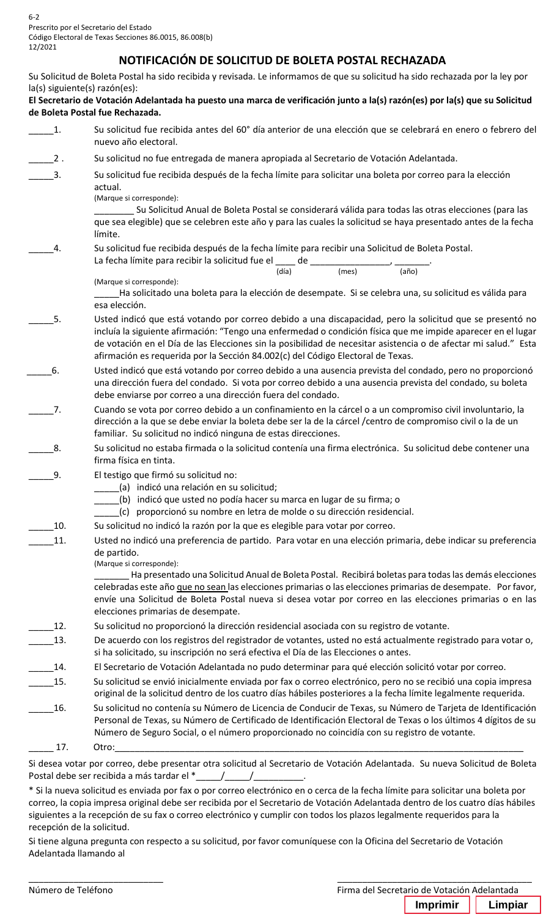6-2
Prescrito por el Secretario del Estado
Código Electoral de Texas Secciones 86.0015, 86.008(b)
12/2021

# NOTIFICACIÓN DE SOLICITUD DE BOLETA POSTAL RECHAZADA

Su Solicitud de Boleta Postal ha sido recibida y revisada. Le informamos de que su solicitud ha sido rechazada por la ley por la(s) siguiente(s) razón(es):

**El Secretario de Votación Adelantada ha puesto una marca de verificación junto a la(s) razón(es) por la(s) que su Solicitud de Boleta Postal fue Rechazada.**

_____1. Su solicitud fue recibida antes del 60° día anterior de una elección que se celebrará en enero o febrero del nuevo año electoral.

_____2 . Su solicitud no fue entregada de manera apropiada al Secretario de Votación Adelantada.

_____3. Su solicitud fue recibida después de la fecha límite para solicitar una boleta por correo para la elección actual.
(Marque si corresponde):
________ Su Solicitud Anual de Boleta Postal se considerará válida para todas las otras elecciones (para las que sea elegible) que se celebren este año y para las cuales la solicitud se haya presentado antes de la fecha límite.

_____4. Su solicitud fue recibida después de la fecha límite para recibir una Solicitud de Boleta Postal.
La fecha límite para recibir la solicitud fue el ____ de _______________, _______.
(día) (mes) (año)
(Marque si corresponde):
_____Ha solicitado una boleta para la elección de desempate. Si se celebra una, su solicitud es válida para esa elección.

_____5. Usted indicó que está votando por correo debido a una discapacidad, pero la solicitud que se presentó no incluía la siguiente afirmación: "Tengo una enfermedad o condición física que me impide aparecer en el lugar de votación en el Día de las Elecciones sin la posibilidad de necesitar asistencia o de afectar mi salud." Esta afirmación es requerida por la Sección 84.002(c) del Código Electoral de Texas.

_____6. Usted indicó que está votando por correo debido a una ausencia prevista del condado, pero no proporcionó una dirección fuera del condado. Si vota por correo debido a una ausencia prevista del condado, su boleta debe enviarse por correo a una dirección fuera del condado.

_____7. Cuando se vota por correo debido a un confinamiento en la cárcel o a un compromiso civil involuntario, la dirección a la que se debe enviar la boleta debe ser la de la cárcel /centro de compromiso civil o la de un familiar. Su solicitud no indicó ninguna de estas direcciones.

_____8. Su solicitud no estaba firmada o la solicitud contenía una firma electrónica. Su solicitud debe contener una firma física en tinta.

_____9. El testigo que firmó su solicitud no:
_____(a) indicó una relación en su solicitud;
_____(b) indicó que usted no podía hacer su marca en lugar de su firma; o
_____(c) proporcionó su nombre en letra de molde o su dirección residencial.

_____10. Su solicitud no indicó la razón por la que es elegible para votar por correo.

_____11. Usted no indicó una preferencia de partido. Para votar en una elección primaria, debe indicar su preferencia de partido.
(Marque si corresponde):
_______ Ha presentado una Solicitud Anual de Boleta Postal. Recibirá boletas para todas las demás elecciones celebradas este año que no sean las elecciones primarias o las elecciones primarias de desempate. Por favor, envíe una Solicitud de Boleta Postal nueva si desea votar por correo en las elecciones primarias o en las elecciones primarias de desempate.

_____12. Su solicitud no proporcionó la dirección residencial asociada con su registro de votante.

_____13. De acuerdo con los registros del registrador de votantes, usted no está actualmente registrado para votar o, si ha solicitado, su inscripción no será efectiva el Día de las Elecciones o antes.

_____14. El Secretario de Votación Adelantada no pudo determinar para qué elección solicitó votar por correo.

_____15. Su solicitud se envió inicialmente enviada por fax o correo electrónico, pero no se recibió una copia impresa original de la solicitud dentro de los cuatro días hábiles posteriores a la fecha límite legalmente requerida.

_____16. Su solicitud no contenía su Número de Licencia de Conducir de Texas, su Número de Tarjeta de Identificación Personal de Texas, su Número de Certificado de Identificación Electoral de Texas o los últimos 4 dígitos de su Número de Seguro Social, o el número proporcionado no coincidía con su registro de votante.

_____ 17. Otro:_______________________________________________________________________________

Si desea votar por correo, debe presentar otra solicitud al Secretario de Votación Adelantada. Su nueva Solicitud de Boleta Postal debe ser recibida a más tardar el *_____/_____/_________.

* Si la nueva solicitud es enviada por fax o por correo electrónico en o cerca de la fecha límite para solicitar una boleta por correo, la copia impresa original debe ser recibida por el Secretario de Votación Adelantada dentro de los cuatro días hábiles siguientes a la recepción de su fax o correo electrónico y cumplir con todos los plazos legalmente requeridos para la recepción de la solicitud.

Si tiene alguna pregunta con respecto a su solicitud, por favor comuníquese con la Oficina del Secretario de Votación Adelantada llamando al

_________________________ Número de Teléfono

_________________________ Firma del Secretario de Votación Adelantada

Imprimir Limpiar